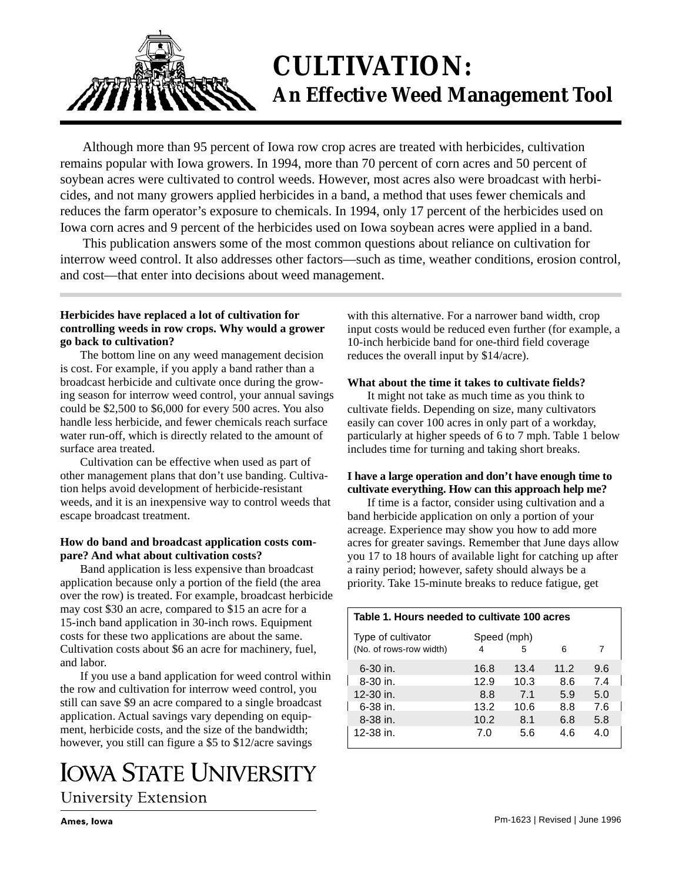# CULTIVATION:

## An Effective Weed Management Tool

Although more than 95 percent of Iowa row crop acres are treated with herbicides, cultivation remains popular with Iowa growers. In 1994, more than 70 percent of corn acres and 50 percent of soybean acres were cultivated to control weeds. However, most acres also were broadcast with herbicides, and not many growers applied herbicides in a band, a method that uses fewer chemicals and reduces the farm operator's exposure to chemicals. In 1994, only 17 percent of the herbicides used on Iowa corn acres and 9 percent of the herbicides used on Iowa soybean acres were applied in a band.

This publication answers some of the most common questions about reliance on cultivation for interrow weed control. It also addresses other factors—such as time, weather conditions, erosion control, and cost—that enter into decisions about weed management.

**Herbicides have replaced a lot of cultivation for controlling weeds in row crops. Why would a grower go back to cultivation?**

The bottom line on any weed management decision is cost. For example, if you apply a band rather than a broadcast herbicide and cultivate once during the growing season for interrow weed control, your annual savings could be $2,500 to $6,000 for every 500 acres. You also handle less herbicide, and fewer chemicals reach surface water run-off, which is directly related to the amount of surface area treated.

Cultivation can be effective when used as part of other management plans that don't use banding. Cultivation helps avoid development of herbicide-resistant weeds, and it is an inexpensive way to control weeds that escape broadcast treatment.

**How do band and broadcast application costs compare? And what about cultivation costs?**

Band application is less expensive than broadcast application because only a portion of the field (the area over the row) is treated. For example, broadcast herbicide may cost $30 an acre, compared to $15 an acre for a 15-inch band application in 30-inch rows. Equipment costs for these two applications are about the same. Cultivation costs about $6 an acre for machinery, fuel, and labor.

If you use a band application for weed control within the row and cultivation for interrow weed control, you still can save $9 an acre compared to a single broadcast application. Actual savings vary depending on equipment, herbicide costs, and the size of the bandwidth; however, you still can figure a $5 to $12/acre savings with this alternative. For a narrower band width, crop input costs would be reduced even further (for example, a 10-inch herbicide band for one-third field coverage reduces the overall input by $14/acre).

**What about the time it takes to cultivate fields?**

It might not take as much time as you think to cultivate fields. Depending on size, many cultivators easily can cover 100 acres in only part of a workday, particularly at higher speeds of 6 to 7 mph. Table 1 below includes time for turning and taking short breaks.

**I have a large operation and don't have enough time to cultivate everything. How can this approach help me?**

If time is a factor, consider using cultivation and a band herbicide application on only a portion of your acreage. Experience may show you how to add more acres for greater savings. Remember that June days allow you 17 to 18 hours of available light for catching up after a rainy period; however, safety should always be a priority. Take 15-minute breaks to reduce fatigue, get

**Table 1. Hours needed to cultivate 100 acres**

| Type of cultivator (No. of rows-row width) | Speed (mph) 4 | 5 | 6 | 7 |
|---|---|---|---|---|
| 6-30 in. | 16.8 | 13.4 | 11.2 | 9.6 |
| 8-30 in. | 12.9 | 10.3 | 8.6 | 7.4 |
| 12-30 in. | 8.8 | 7.1 | 5.9 | 5.0 |
| 6-38 in. | 13.2 | 10.6 | 8.8 | 7.6 |
| 8-38 in. | 10.2 | 8.1 | 6.8 | 5.8 |
| 12-38 in. | 7.0 | 5.6 | 4.6 | 4.0 |

IOWA STATE UNIVERSITY
University Extension
Ames, Iowa

Pm-1623 | Revised | June 1996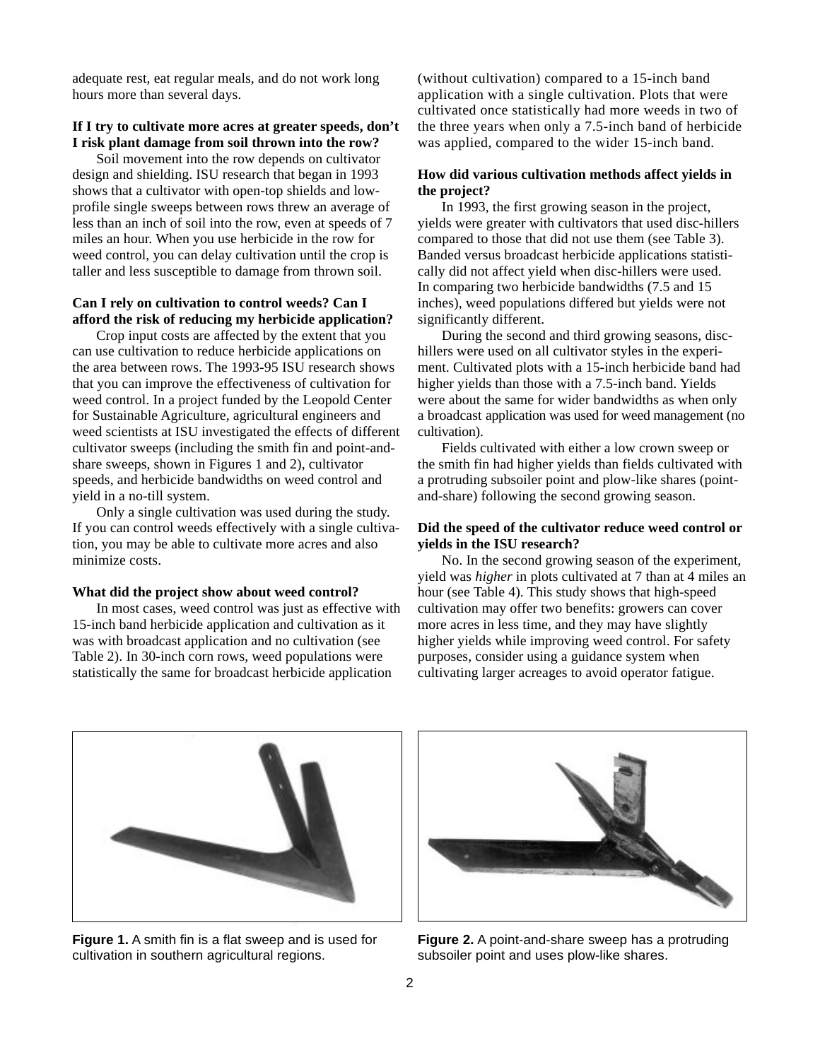adequate rest, eat regular meals, and do not work long hours more than several days.

**If I try to cultivate more acres at greater speeds, don't I risk plant damage from soil thrown into the row?**

Soil movement into the row depends on cultivator design and shielding. ISU research that began in 1993 shows that a cultivator with open-top shields and low-profile single sweeps between rows threw an average of less than an inch of soil into the row, even at speeds of 7 miles an hour. When you use herbicide in the row for weed control, you can delay cultivation until the crop is taller and less susceptible to damage from thrown soil.

**Can I rely on cultivation to control weeds? Can I afford the risk of reducing my herbicide application?**

Crop input costs are affected by the extent that you can use cultivation to reduce herbicide applications on the area between rows. The 1993-95 ISU research shows that you can improve the effectiveness of cultivation for weed control. In a project funded by the Leopold Center for Sustainable Agriculture, agricultural engineers and weed scientists at ISU investigated the effects of different cultivator sweeps (including the smith fin and point-and-share sweeps, shown in Figures 1 and 2), cultivator speeds, and herbicide bandwidths on weed control and yield in a no-till system.

Only a single cultivation was used during the study. If you can control weeds effectively with a single cultivation, you may be able to cultivate more acres and also minimize costs.

**What did the project show about weed control?**

In most cases, weed control was just as effective with 15-inch band herbicide application and cultivation as it was with broadcast application and no cultivation (see Table 2). In 30-inch corn rows, weed populations were statistically the same for broadcast herbicide application (without cultivation) compared to a 15-inch band application with a single cultivation. Plots that were cultivated once statistically had more weeds in two of the three years when only a 7.5-inch band of herbicide was applied, compared to the wider 15-inch band.

**How did various cultivation methods affect yields in the project?**

In 1993, the first growing season in the project, yields were greater with cultivators that used disc-hillers compared to those that did not use them (see Table 3). Banded versus broadcast herbicide applications statistically did not affect yield when disc-hillers were used. In comparing two herbicide bandwidths (7.5 and 15 inches), weed populations differed but yields were not significantly different.

During the second and third growing seasons, disc-hillers were used on all cultivator styles in the experiment. Cultivated plots with a 15-inch herbicide band had higher yields than those with a 7.5-inch band. Yields were about the same for wider bandwidths as when only a broadcast application was used for weed management (no cultivation).

Fields cultivated with either a low crown sweep or the smith fin had higher yields than fields cultivated with a protruding subsoiler point and plow-like shares (point-and-share) following the second growing season.

**Did the speed of the cultivator reduce weed control or yields in the ISU research?**

No. In the second growing season of the experiment, yield was *higher* in plots cultivated at 7 than at 4 miles an hour (see Table 4). This study shows that high-speed cultivation may offer two benefits: growers can cover more acres in less time, and they may have slightly higher yields while improving weed control. For safety purposes, consider using a guidance system when cultivating larger acreages to avoid operator fatigue.

**Figure 1.** A smith fin is a flat sweep and is used for cultivation in southern agricultural regions.

**Figure 2.** A point-and-share sweep has a protruding subsoiler point and uses plow-like shares.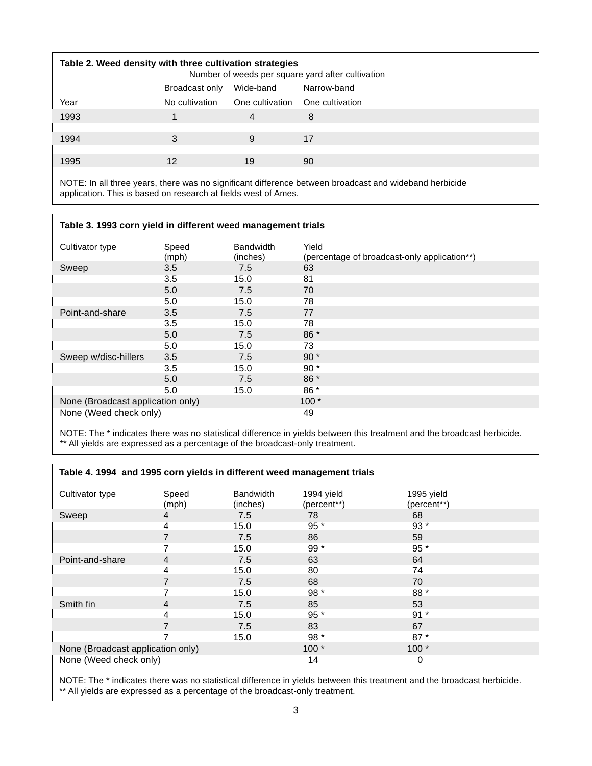**Table 2. Weed density with three cultivation strategies**

| | Number of weeds per square yard after cultivation | | |
|---|---|---|---|
| | Broadcast only | Wide-band | Narrow-band |
| Year | No cultivation | One cultivation | One cultivation |
| 1993 | 1 | 4 | 8 |
| 1994 | 3 | 9 | 17 |
| 1995 | 12 | 19 | 90 |

NOTE: In all three years, there was no significant difference between broadcast and wideband herbicide application. This is based on research at fields west of Ames.

**Table 3. 1993 corn yield in different weed management trials**

| Cultivator type | Speed (mph) | Bandwidth (inches) | Yield (percentage of broadcast-only application**) |
|---|---|---|---|
| Sweep | 3.5 | 7.5 | 63 |
| | 3.5 | 15.0 | 81 |
| | 5.0 | 7.5 | 70 |
| | 5.0 | 15.0 | 78 |
| Point-and-share | 3.5 | 7.5 | 77 |
| | 3.5 | 15.0 | 78 |
| | 5.0 | 7.5 | 86 * |
| | 5.0 | 15.0 | 73 |
| Sweep w/disc-hillers | 3.5 | 7.5 | 90 * |
| | 3.5 | 15.0 | 90 * |
| | 5.0 | 7.5 | 86 * |
| | 5.0 | 15.0 | 86 * |
| None (Broadcast application only) | | | 100 * |
| None (Weed check only) | | | 49 |

NOTE: The * indicates there was no statistical difference in yields between this treatment and the broadcast herbicide.
** All yields are expressed as a percentage of the broadcast-only treatment.

**Table 4. 1994 and 1995 corn yields in different weed management trials**

| Cultivator type | Speed (mph) | Bandwidth (inches) | 1994 yield (percent**) | 1995 yield (percent**) |
|---|---|---|---|---|
| Sweep | 4 | 7.5 | 78 | 68 |
| | 4 | 15.0 | 95 * | 93 * |
| | 7 | 7.5 | 86 | 59 |
| | 7 | 15.0 | 99 * | 95 * |
| Point-and-share | 4 | 7.5 | 63 | 64 |
| | 4 | 15.0 | 80 | 74 |
| | 7 | 7.5 | 68 | 70 |
| | 7 | 15.0 | 98 * | 88 * |
| Smith fin | 4 | 7.5 | 85 | 53 |
| | 4 | 15.0 | 95 * | 91 * |
| | 7 | 7.5 | 83 | 67 |
| | 7 | 15.0 | 98 * | 87 * |
| None (Broadcast application only) | | | 100 * | 100 * |
| None (Weed check only) | | | 14 | 0 |

NOTE: The * indicates there was no statistical difference in yields between this treatment and the broadcast herbicide.
** All yields are expressed as a percentage of the broadcast-only treatment.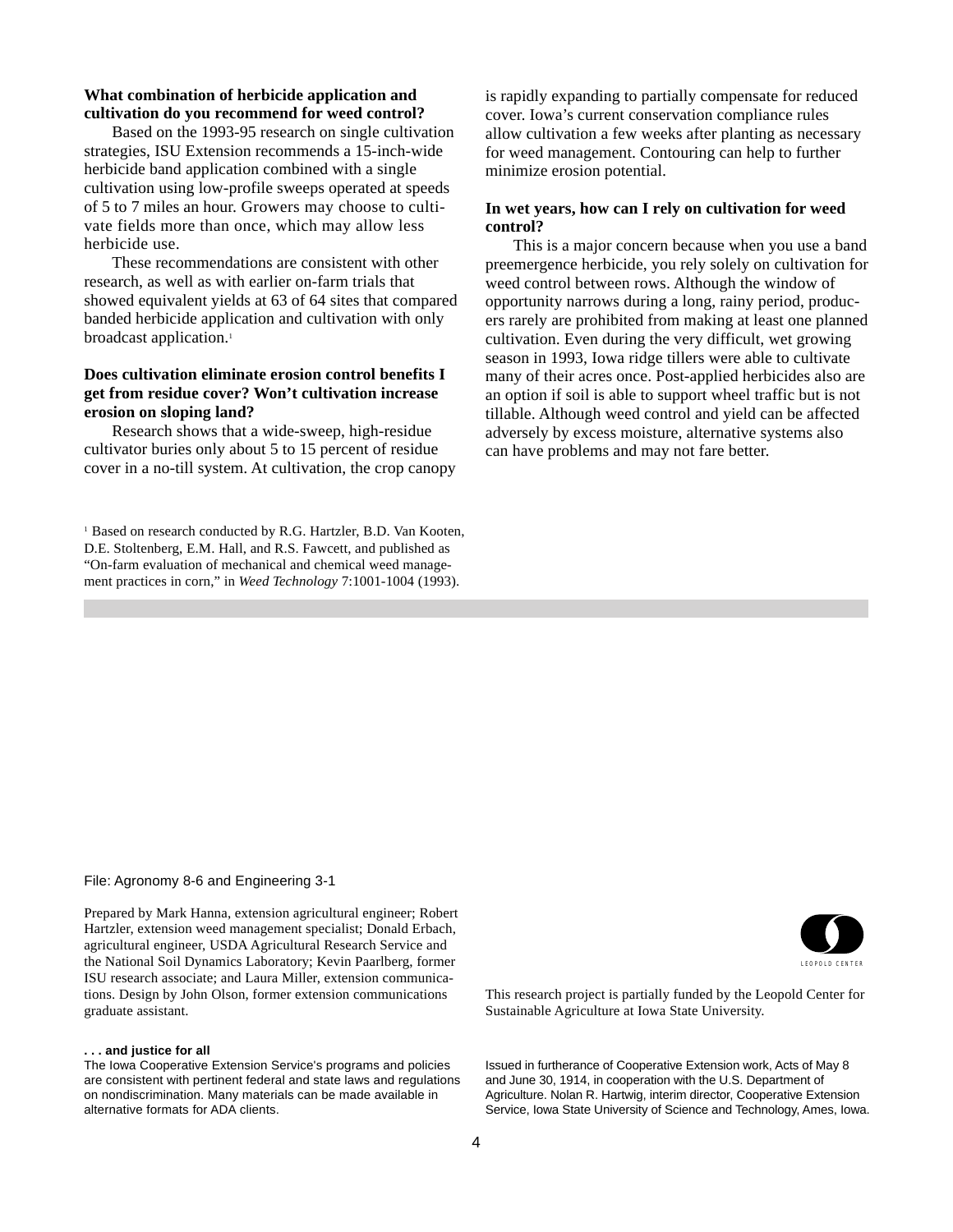**What combination of herbicide application and cultivation do you recommend for weed control?**

Based on the 1993-95 research on single cultivation strategies, ISU Extension recommends a 15-inch-wide herbicide band application combined with a single cultivation using low-profile sweeps operated at speeds of 5 to 7 miles an hour. Growers may choose to cultivate fields more than once, which may allow less herbicide use.

These recommendations are consistent with other research, as well as with earlier on-farm trials that showed equivalent yields at 63 of 64 sites that compared banded herbicide application and cultivation with only broadcast application.[1]

**Does cultivation eliminate erosion control benefits I get from residue cover? Won't cultivation increase erosion on sloping land?**

Research shows that a wide-sweep, high-residue cultivator buries only about 5 to 15 percent of residue cover in a no-till system. At cultivation, the crop canopy is rapidly expanding to partially compensate for reduced cover. Iowa's current conservation compliance rules allow cultivation a few weeks after planting as necessary for weed management. Contouring can help to further minimize erosion potential.

**In wet years, how can I rely on cultivation for weed control?**

This is a major concern because when you use a band preemergence herbicide, you rely solely on cultivation for weed control between rows. Although the window of opportunity narrows during a long, rainy period, producers rarely are prohibited from making at least one planned cultivation. Even during the very difficult, wet growing season in 1993, Iowa ridge tillers were able to cultivate many of their acres once. Post-applied herbicides also are an option if soil is able to support wheel traffic but is not tillable. Although weed control and yield can be affected adversely by excess moisture, alternative systems also can have problems and may not fare better.

[1] Based on research conducted by R.G. Hartzler, B.D. Van Kooten, D.E. Stoltenberg, E.M. Hall, and R.S. Fawcett, and published as "On-farm evaluation of mechanical and chemical weed management practices in corn," in *Weed Technology* 7:1001-1004 (1993).

File: Agronomy 8-6 and Engineering 3-1

Prepared by Mark Hanna, extension agricultural engineer; Robert Hartzler, extension weed management specialist; Donald Erbach, agricultural engineer, USDA Agricultural Research Service and the National Soil Dynamics Laboratory; Kevin Paarlberg, former ISU research associate; and Laura Miller, extension communications. Design by John Olson, former extension communications graduate assistant.

LEOPOLD CENTER

This research project is partially funded by the Leopold Center for Sustainable Agriculture at Iowa State University.

**. . . and justice for all**

The Iowa Cooperative Extension Service's programs and policies are consistent with pertinent federal and state laws and regulations on nondiscrimination. Many materials can be made available in alternative formats for ADA clients.

Issued in furtherance of Cooperative Extension work, Acts of May 8 and June 30, 1914, in cooperation with the U.S. Department of Agriculture. Nolan R. Hartwig, interim director, Cooperative Extension Service, Iowa State University of Science and Technology, Ames, Iowa.